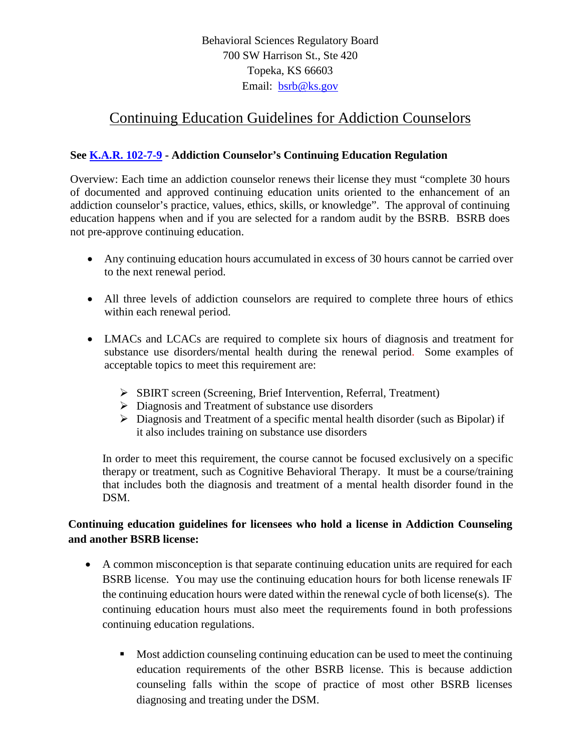Behavioral Sciences Regulatory Board
700 SW Harrison St., Ste 420
Topeka, KS 66603
Email: bsrb@ks.gov

# Continuing Education Guidelines for Addiction Counselors

**See K.A.R. 102-7-9 - Addiction Counselor's Continuing Education Regulation**

Overview: Each time an addiction counselor renews their license they must "complete 30 hours of documented and approved continuing education units oriented to the enhancement of an addiction counselor's practice, values, ethics, skills, or knowledge". The approval of continuing education happens when and if you are selected for a random audit by the BSRB. BSRB does not pre-approve continuing education.

- Any continuing education hours accumulated in excess of 30 hours cannot be carried over to the next renewal period.
- All three levels of addiction counselors are required to complete three hours of ethics within each renewal period.
- LMACs and LCACs are required to complete six hours of diagnosis and treatment for substance use disorders/mental health during the renewal period. Some examples of acceptable topics to meet this requirement are:
  - SBIRT screen (Screening, Brief Intervention, Referral, Treatment)
  - Diagnosis and Treatment of substance use disorders
  - Diagnosis and Treatment of a specific mental health disorder (such as Bipolar) if it also includes training on substance use disorders

  In order to meet this requirement, the course cannot be focused exclusively on a specific therapy or treatment, such as Cognitive Behavioral Therapy. It must be a course/training that includes both the diagnosis and treatment of a mental health disorder found in the DSM.

**Continuing education guidelines for licensees who hold a license in Addiction Counseling and another BSRB license:**

- A common misconception is that separate continuing education units are required for each BSRB license. You may use the continuing education hours for both license renewals IF the continuing education hours were dated within the renewal cycle of both license(s). The continuing education hours must also meet the requirements found in both professions continuing education regulations.
  - Most addiction counseling continuing education can be used to meet the continuing education requirements of the other BSRB license. This is because addiction counseling falls within the scope of practice of most other BSRB licenses diagnosing and treating under the DSM.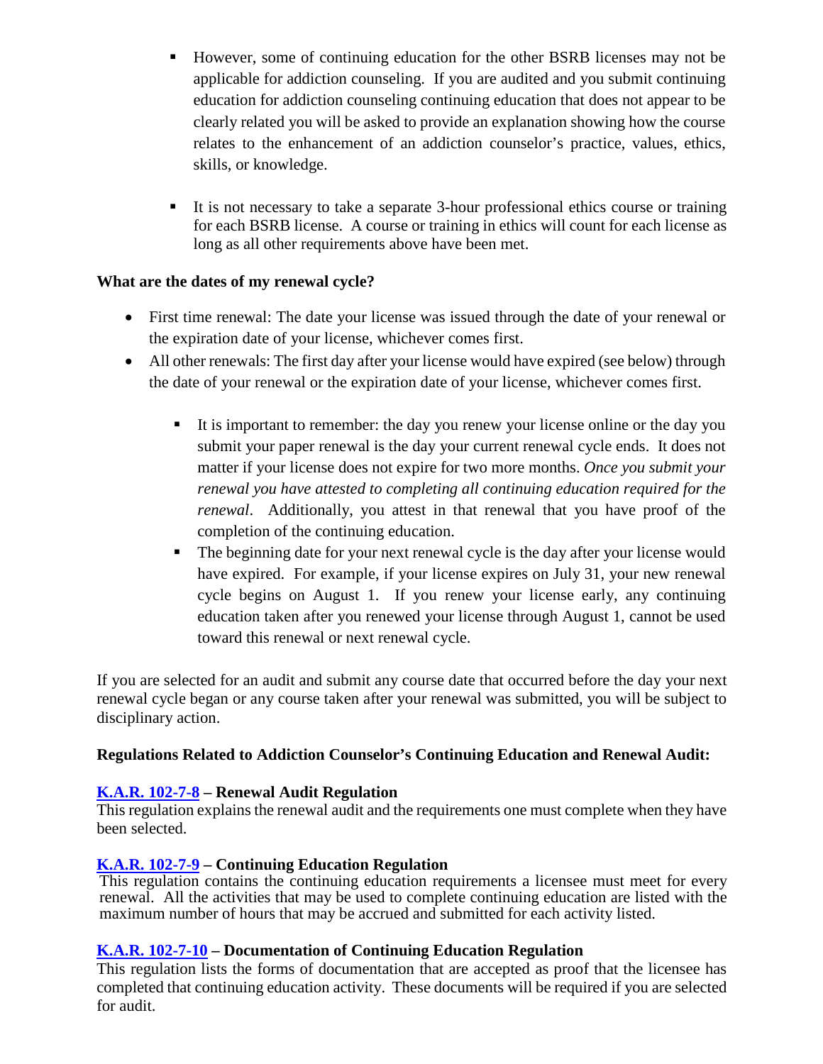- However, some of continuing education for the other BSRB licenses may not be applicable for addiction counseling. If you are audited and you submit continuing education for addiction counseling continuing education that does not appear to be clearly related you will be asked to provide an explanation showing how the course relates to the enhancement of an addiction counselor's practice, values, ethics, skills, or knowledge.

  - It is not necessary to take a separate 3-hour professional ethics course or training for each BSRB license. A course or training in ethics will count for each license as long as all other requirements above have been met.

**What are the dates of my renewal cycle?**

- First time renewal: The date your license was issued through the date of your renewal or the expiration date of your license, whichever comes first.
- All other renewals: The first day after your license would have expired (see below) through the date of your renewal or the expiration date of your license, whichever comes first.

  - It is important to remember: the day you renew your license online or the day you submit your paper renewal is the day your current renewal cycle ends. It does not matter if your license does not expire for two more months. *Once you submit your renewal you have attested to completing all continuing education required for the renewal*. Additionally, you attest in that renewal that you have proof of the completion of the continuing education.
  - The beginning date for your next renewal cycle is the day after your license would have expired. For example, if your license expires on July 31, your new renewal cycle begins on August 1. If you renew your license early, any continuing education taken after you renewed your license through August 1, cannot be used toward this renewal or next renewal cycle.

If you are selected for an audit and submit any course date that occurred before the day your next renewal cycle began or any course taken after your renewal was submitted, you will be subject to disciplinary action.

**Regulations Related to Addiction Counselor's Continuing Education and Renewal Audit:**

**K.A.R. 102-7-8 – Renewal Audit Regulation**
This regulation explains the renewal audit and the requirements one must complete when they have been selected.

**K.A.R. 102-7-9 – Continuing Education Regulation**
This regulation contains the continuing education requirements a licensee must meet for every renewal. All the activities that may be used to complete continuing education are listed with the maximum number of hours that may be accrued and submitted for each activity listed.

**K.A.R. 102-7-10 – Documentation of Continuing Education Regulation**
This regulation lists the forms of documentation that are accepted as proof that the licensee has completed that continuing education activity. These documents will be required if you are selected for audit.